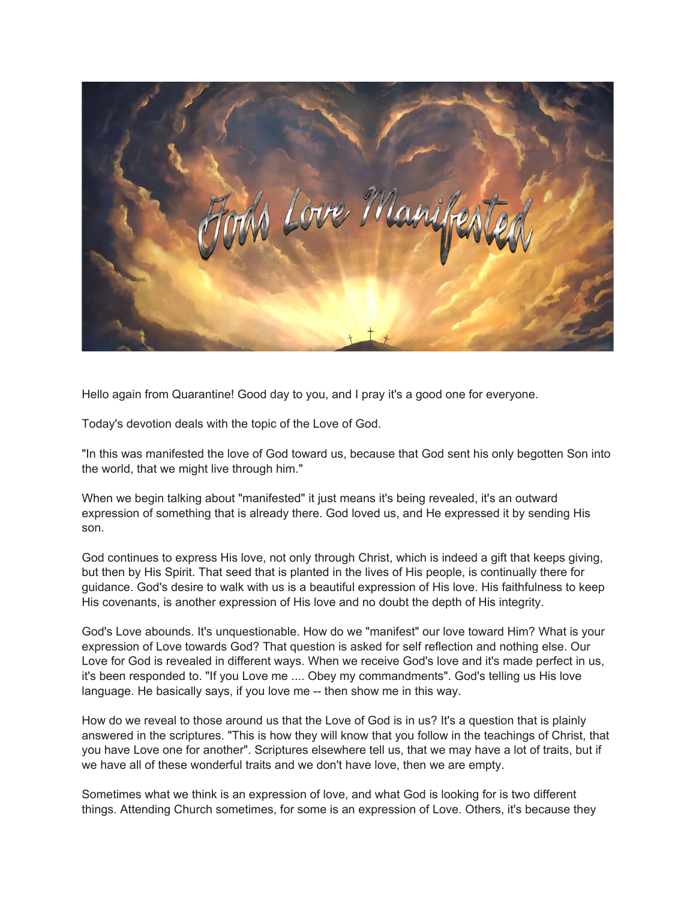Hello again from Quarantine! Good day to you, and I pray it's a good one for everyone.

Today's devotion deals with the topic of the Love of God.

"In this was manifested the love of God toward us, because that God sent his only begotten Son into the world, that we might live through him."

When we begin talking about "manifested" it just means it's being revealed, it's an outward expression of something that is already there. God loved us, and He expressed it by sending His son.

God continues to express His love, not only through Christ, which is indeed a gift that keeps giving, but then by His Spirit. That seed that is planted in the lives of His people, is continually there for guidance. God's desire to walk with us is a beautiful expression of His love. His faithfulness to keep His covenants, is another expression of His love and no doubt the depth of His integrity.

God's Love abounds. It's unquestionable. How do we "manifest" our love toward Him? What is your expression of Love towards God? That question is asked for self reflection and nothing else. Our Love for God is revealed in different ways. When we receive God's love and it's made perfect in us, it's been responded to. "If you Love me .... Obey my commandments". God's telling us His love language. He basically says, if you love me -- then show me in this way.

How do we reveal to those around us that the Love of God is in us? It's a question that is plainly answered in the scriptures. "This is how they will know that you follow in the teachings of Christ, that you have Love one for another". Scriptures elsewhere tell us, that we may have a lot of traits, but if we have all of these wonderful traits and we don't have love, then we are empty.

Sometimes what we think is an expression of love, and what God is looking for is two different things. Attending Church sometimes, for some is an expression of Love. Others, it's because they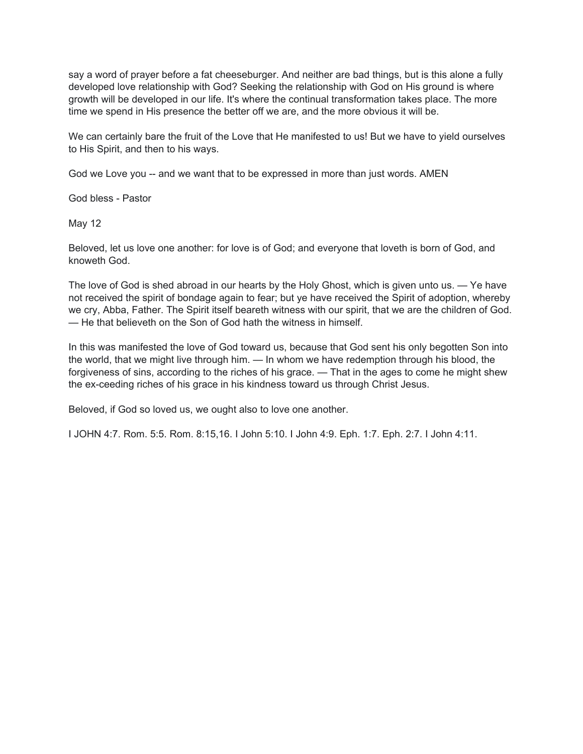say a word of prayer before a fat cheeseburger. And neither are bad things, but is this alone a fully developed love relationship with God? Seeking the relationship with God on His ground is where growth will be developed in our life. It's where the continual transformation takes place. The more time we spend in His presence the better off we are, and the more obvious it will be.

We can certainly bare the fruit of the Love that He manifested to us! But we have to yield ourselves to His Spirit, and then to his ways.

God we Love you -- and we want that to be expressed in more than just words. AMEN

God bless - Pastor

May 12

Beloved, let us love one another: for love is of God; and everyone that loveth is born of God, and knoweth God.

The love of God is shed abroad in our hearts by the Holy Ghost, which is given unto us. — Ye have not received the spirit of bondage again to fear; but ye have received the Spirit of adoption, whereby we cry, Abba, Father. The Spirit itself beareth witness with our spirit, that we are the children of God. — He that believeth on the Son of God hath the witness in himself.

In this was manifested the love of God toward us, because that God sent his only begotten Son into the world, that we might live through him. — In whom we have redemption through his blood, the forgiveness of sins, according to the riches of his grace. — That in the ages to come he might shew the ex-ceeding riches of his grace in his kindness toward us through Christ Jesus.

Beloved, if God so loved us, we ought also to love one another.

I JOHN 4:7. Rom. 5:5. Rom. 8:15,16. I John 5:10. I John 4:9. Eph. 1:7. Eph. 2:7. I John 4:11.